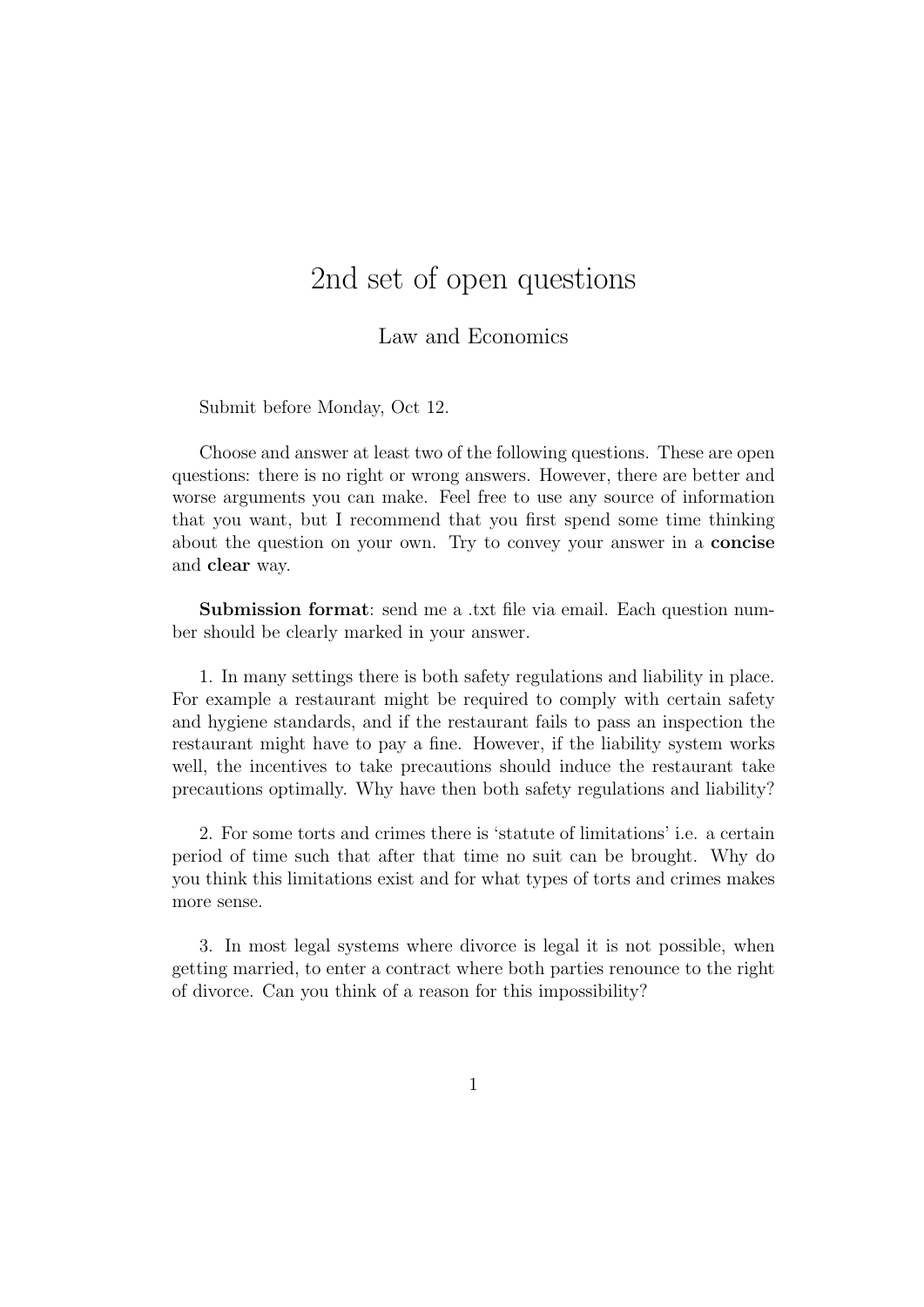# 2nd set of open questions

Law and Economics

Submit before Monday, Oct 12.

Choose and answer at least two of the following questions. These are open questions: there is no right or wrong answers. However, there are better and worse arguments you can make. Feel free to use any source of information that you want, but I recommend that you first spend some time thinking about the question on your own. Try to convey your answer in a **concise** and **clear** way.

**Submission format**: send me a .txt file via email. Each question number should be clearly marked in your answer.

1. In many settings there is both safety regulations and liability in place. For example a restaurant might be required to comply with certain safety and hygiene standards, and if the restaurant fails to pass an inspection the restaurant might have to pay a fine. However, if the liability system works well, the incentives to take precautions should induce the restaurant take precautions optimally. Why have then both safety regulations and liability?

2. For some torts and crimes there is 'statute of limitations' i.e. a certain period of time such that after that time no suit can be brought. Why do you think this limitations exist and for what types of torts and crimes makes more sense.

3. In most legal systems where divorce is legal it is not possible, when getting married, to enter a contract where both parties renounce to the right of divorce. Can you think of a reason for this impossibility?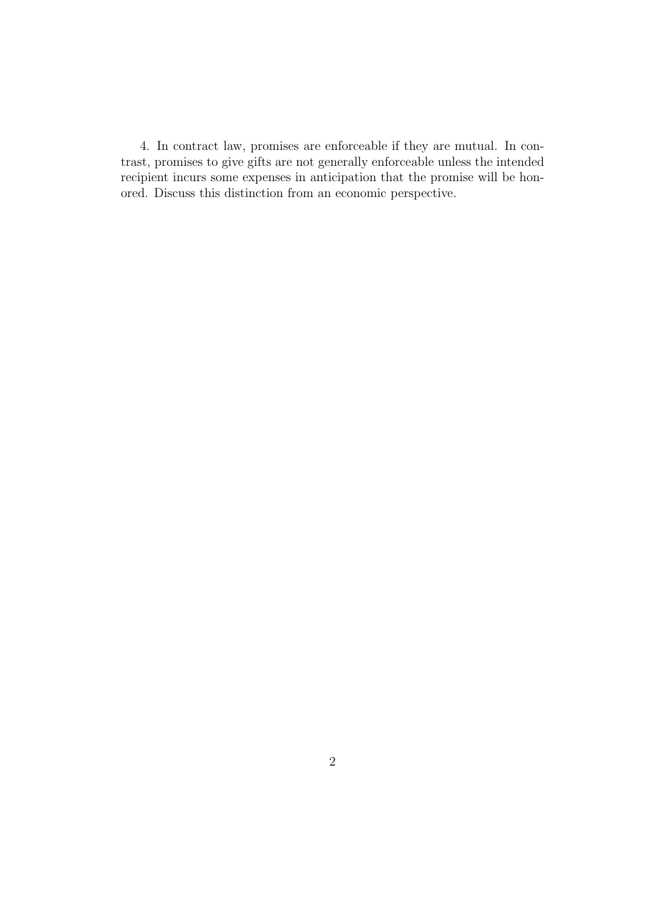4. In contract law, promises are enforceable if they are mutual. In contrast, promises to give gifts are not generally enforceable unless the intended recipient incurs some expenses in anticipation that the promise will be honored. Discuss this distinction from an economic perspective.